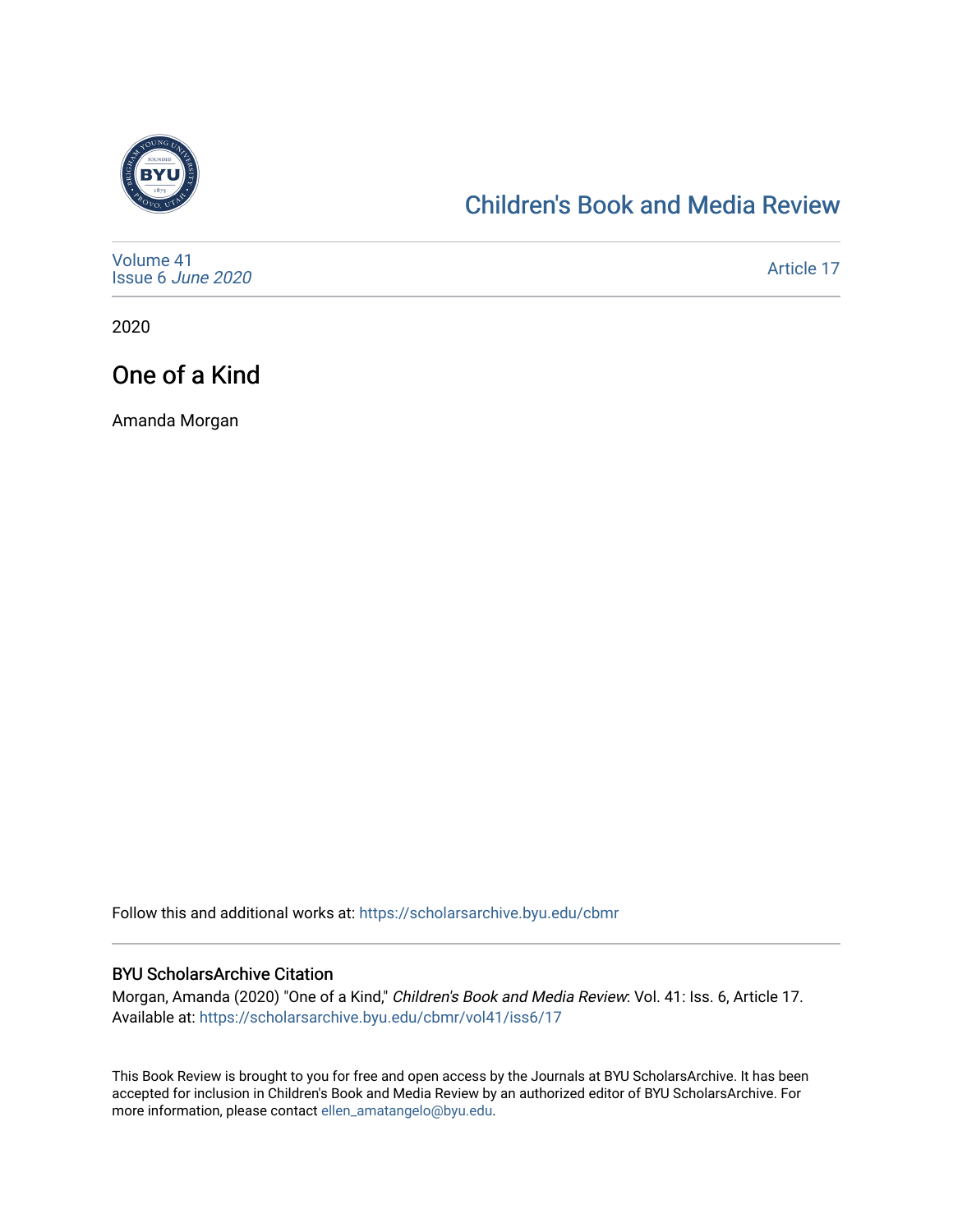Children's Book and Media Review

Volume 41
Issue 6 *June 2020*

Article 17

2020

# One of a Kind

Amanda Morgan

Follow this and additional works at: https://scholarsarchive.byu.edu/cbmr

## BYU ScholarsArchive Citation

Morgan, Amanda (2020) "One of a Kind," *Children's Book and Media Review*: Vol. 41: Iss. 6, Article 17.
Available at: https://scholarsarchive.byu.edu/cbmr/vol41/iss6/17

This Book Review is brought to you for free and open access by the Journals at BYU ScholarsArchive. It has been accepted for inclusion in Children's Book and Media Review by an authorized editor of BYU ScholarsArchive. For more information, please contact ellen_amatangelo@byu.edu.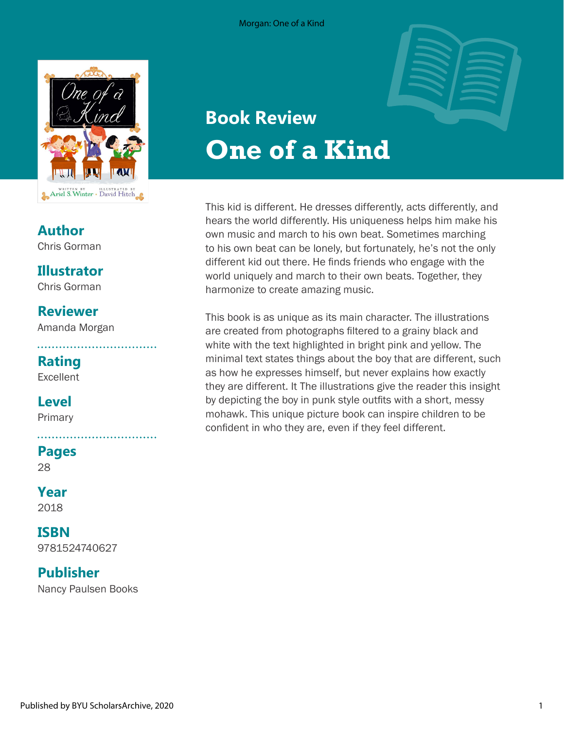## Book Review

# One of a Kind

**Author**
Chris Gorman

**Illustrator**
Chris Gorman

**Reviewer**
Amanda Morgan

**Rating**
Excellent

**Level**
Primary

**Pages**
28

**Year**
2018

**ISBN**
9781524740627

**Publisher**
Nancy Paulsen Books

This kid is different. He dresses differently, acts differently, and hears the world differently. His uniqueness helps him make his own music and march to his own beat. Sometimes marching to his own beat can be lonely, but fortunately, he's not the only different kid out there. He finds friends who engage with the world uniquely and march to their own beats. Together, they harmonize to create amazing music.

This book is as unique as its main character. The illustrations are created from photographs filtered to a grainy black and white with the text highlighted in bright pink and yellow. The minimal text states things about the boy that are different, such as how he expresses himself, but never explains how exactly they are different. It The illustrations give the reader this insight by depicting the boy in punk style outfits with a short, messy mohawk. This unique picture book can inspire children to be confident in who they are, even if they feel different.